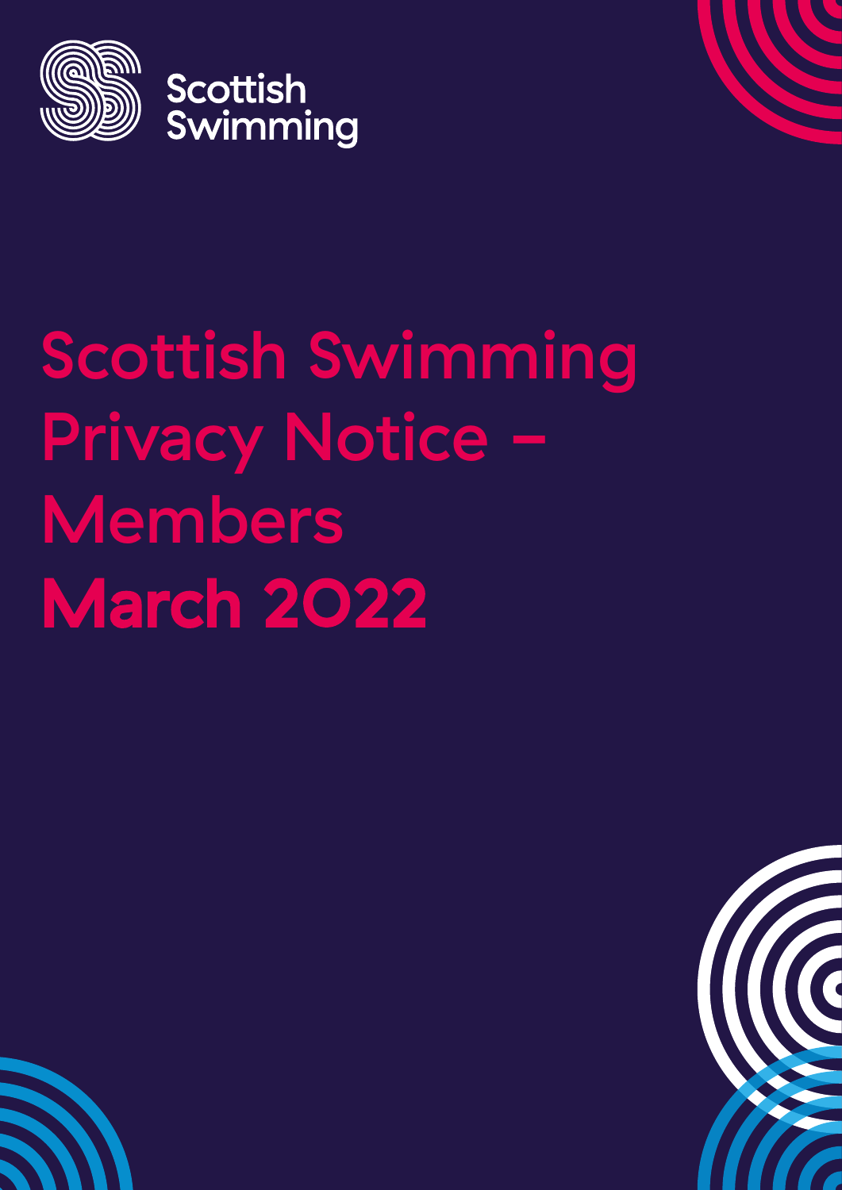Scottish Swimming

# Scottish Swimming Privacy Notice – Members

**March 2022**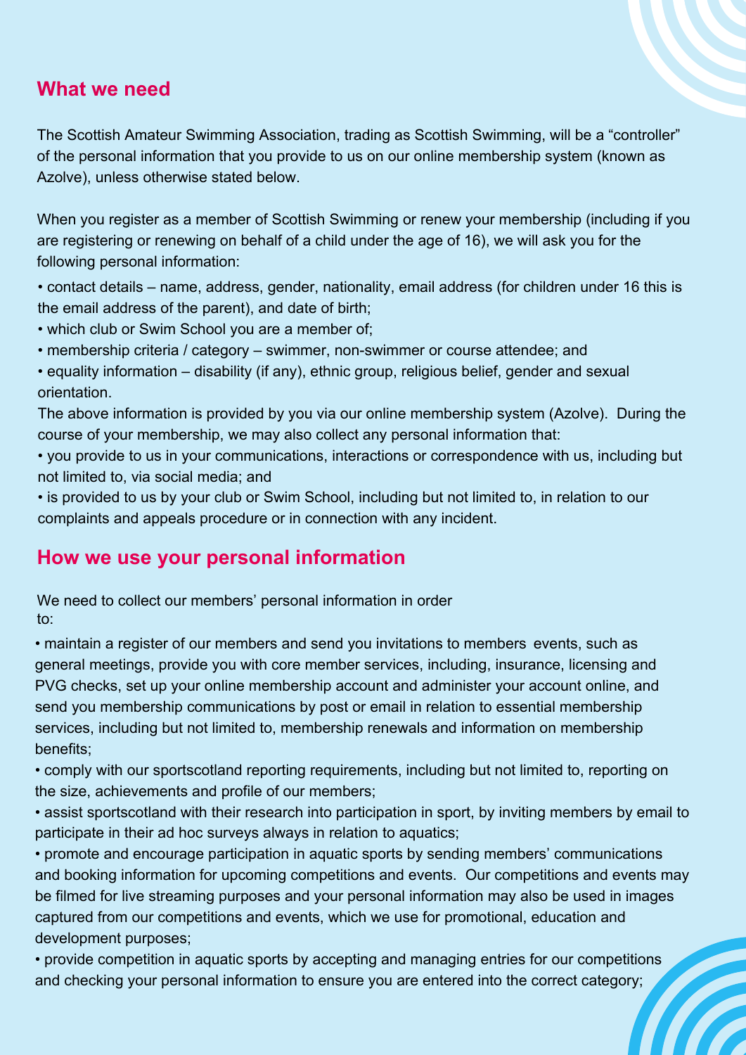## What we need

The Scottish Amateur Swimming Association, trading as Scottish Swimming, will be a "controller" of the personal information that you provide to us on our online membership system (known as Azolve), unless otherwise stated below.

When you register as a member of Scottish Swimming or renew your membership (including if you are registering or renewing on behalf of a child under the age of 16), we will ask you for the following personal information:

- contact details – name, address, gender, nationality, email address (for children under 16 this is the email address of the parent), and date of birth;
- which club or Swim School you are a member of;
- membership criteria / category – swimmer, non-swimmer or course attendee; and
- equality information – disability (if any), ethnic group, religious belief, gender and sexual orientation.

The above information is provided by you via our online membership system (Azolve). During the course of your membership, we may also collect any personal information that:

- you provide to us in your communications, interactions or correspondence with us, including but not limited to, via social media; and
- is provided to us by your club or Swim School, including but not limited to, in relation to our complaints and appeals procedure or in connection with any incident.

## How we use your personal information

We need to collect our members' personal information in order to:

- maintain a register of our members and send you invitations to members events, such as general meetings, provide you with core member services, including, insurance, licensing and PVG checks, set up your online membership account and administer your account online, and send you membership communications by post or email in relation to essential membership services, including but not limited to, membership renewals and information on membership benefits;
- comply with our sportscotland reporting requirements, including but not limited to, reporting on the size, achievements and profile of our members;
- assist sportscotland with their research into participation in sport, by inviting members by email to participate in their ad hoc surveys always in relation to aquatics;
- promote and encourage participation in aquatic sports by sending members' communications and booking information for upcoming competitions and events. Our competitions and events may be filmed for live streaming purposes and your personal information may also be used in images captured from our competitions and events, which we use for promotional, education and development purposes;
- provide competition in aquatic sports by accepting and managing entries for our competitions and checking your personal information to ensure you are entered into the correct category;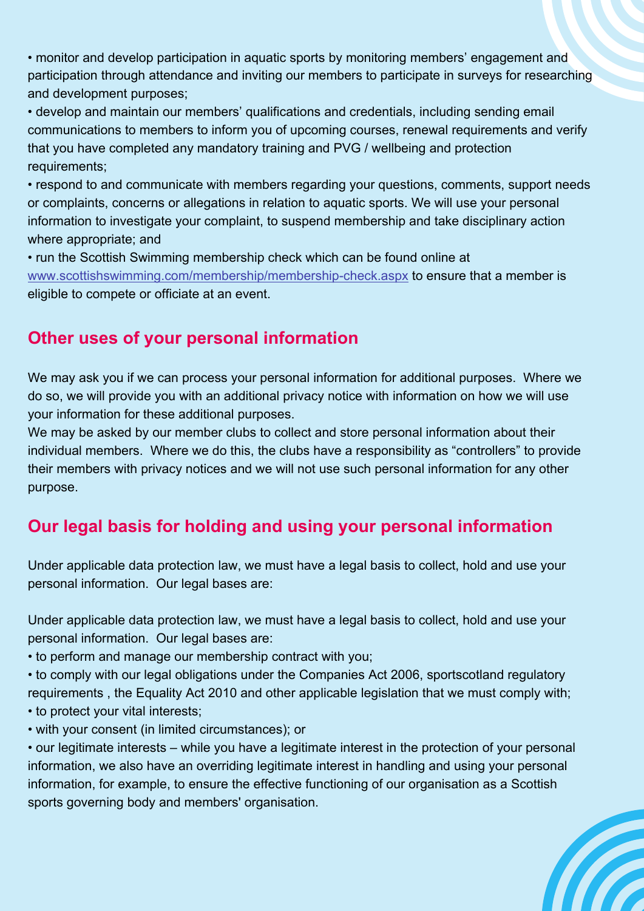- monitor and develop participation in aquatic sports by monitoring members' engagement and participation through attendance and inviting our members to participate in surveys for researching and development purposes;
- develop and maintain our members' qualifications and credentials, including sending email communications to members to inform you of upcoming courses, renewal requirements and verify that you have completed any mandatory training and PVG / wellbeing and protection requirements;
- respond to and communicate with members regarding your questions, comments, support needs or complaints, concerns or allegations in relation to aquatic sports. We will use your personal information to investigate your complaint, to suspend membership and take disciplinary action where appropriate; and
- run the Scottish Swimming membership check which can be found online at [www.scottishswimming.com/membership/membership-check.aspx](www.scottishswimming.com/membership/membership-check.aspx) to ensure that a member is eligible to compete or officiate at an event.

## Other uses of your personal information

We may ask you if we can process your personal information for additional purposes. Where we do so, we will provide you with an additional privacy notice with information on how we will use your information for these additional purposes.

We may be asked by our member clubs to collect and store personal information about their individual members. Where we do this, the clubs have a responsibility as "controllers" to provide their members with privacy notices and we will not use such personal information for any other purpose.

## Our legal basis for holding and using your personal information

Under applicable data protection law, we must have a legal basis to collect, hold and use your personal information. Our legal bases are:

Under applicable data protection law, we must have a legal basis to collect, hold and use your personal information. Our legal bases are:

- to perform and manage our membership contract with you;
- to comply with our legal obligations under the Companies Act 2006, sportscotland regulatory requirements , the Equality Act 2010 and other applicable legislation that we must comply with;
- to protect your vital interests;
- with your consent (in limited circumstances); or
- our legitimate interests – while you have a legitimate interest in the protection of your personal information, we also have an overriding legitimate interest in handling and using your personal information, for example, to ensure the effective functioning of our organisation as a Scottish sports governing body and members' organisation.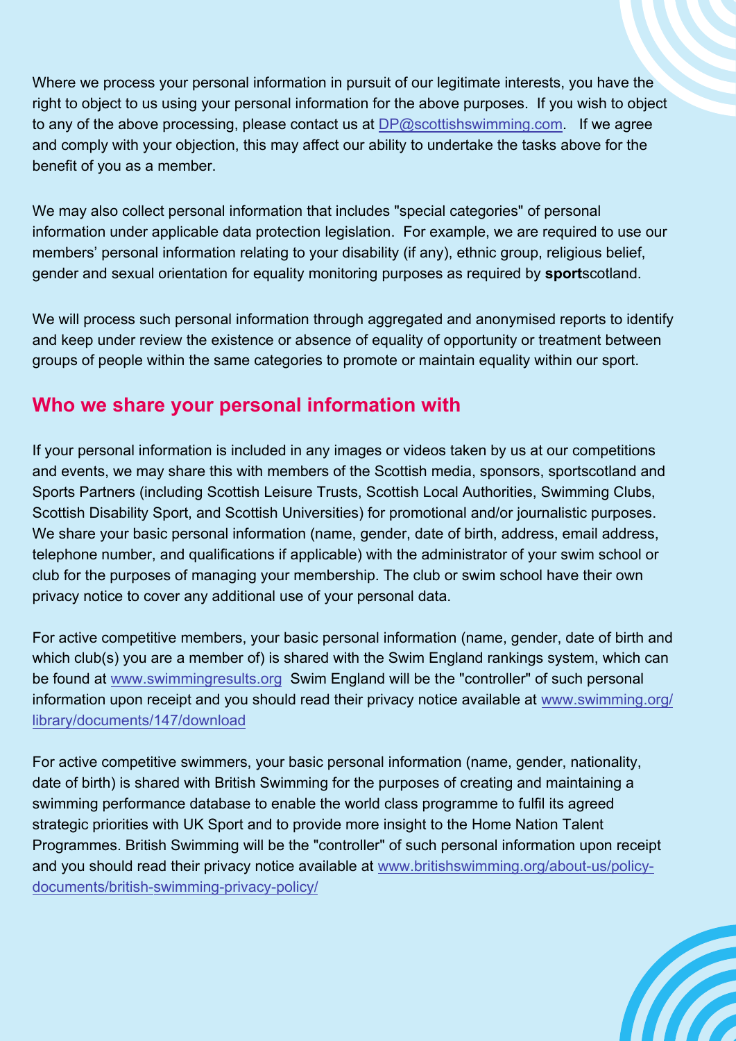Where we process your personal information in pursuit of our legitimate interests, you have the right to object to us using your personal information for the above purposes. If you wish to object to any of the above processing, please contact us at [DP@scottishswimming.com](mailto:DP@scottishswimming.com). If we agree and comply with your objection, this may affect our ability to undertake the tasks above for the benefit of you as a member.

We may also collect personal information that includes "special categories" of personal information under applicable data protection legislation. For example, we are required to use our members' personal information relating to your disability (if any), ethnic group, religious belief, gender and sexual orientation for equality monitoring purposes as required by **sport**scotland.

We will process such personal information through aggregated and anonymised reports to identify and keep under review the existence or absence of equality of opportunity or treatment between groups of people within the same categories to promote or maintain equality within our sport.

## Who we share your personal information with

If your personal information is included in any images or videos taken by us at our competitions and events, we may share this with members of the Scottish media, sponsors, sportscotland and Sports Partners (including Scottish Leisure Trusts, Scottish Local Authorities, Swimming Clubs, Scottish Disability Sport, and Scottish Universities) for promotional and/or journalistic purposes. We share your basic personal information (name, gender, date of birth, address, email address, telephone number, and qualifications if applicable) with the administrator of your swim school or club for the purposes of managing your membership. The club or swim school have their own privacy notice to cover any additional use of your personal data.

For active competitive members, your basic personal information (name, gender, date of birth and which club(s) you are a member of) is shared with the Swim England rankings system, which can be found at [www.swimmingresults.org](http://www.swimmingresults.org) Swim England will be the "controller" of such personal information upon receipt and you should read their privacy notice available at [www.swimming.org/library/documents/147/download](http://www.swimming.org/library/documents/147/download)

For active competitive swimmers, your basic personal information (name, gender, nationality, date of birth) is shared with British Swimming for the purposes of creating and maintaining a swimming performance database to enable the world class programme to fulfil its agreed strategic priorities with UK Sport and to provide more insight to the Home Nation Talent Programmes. British Swimming will be the "controller" of such personal information upon receipt and you should read their privacy notice available at [www.britishswimming.org/about-us/policy-documents/british-swimming-privacy-policy/](http://www.britishswimming.org/about-us/policy-documents/british-swimming-privacy-policy/)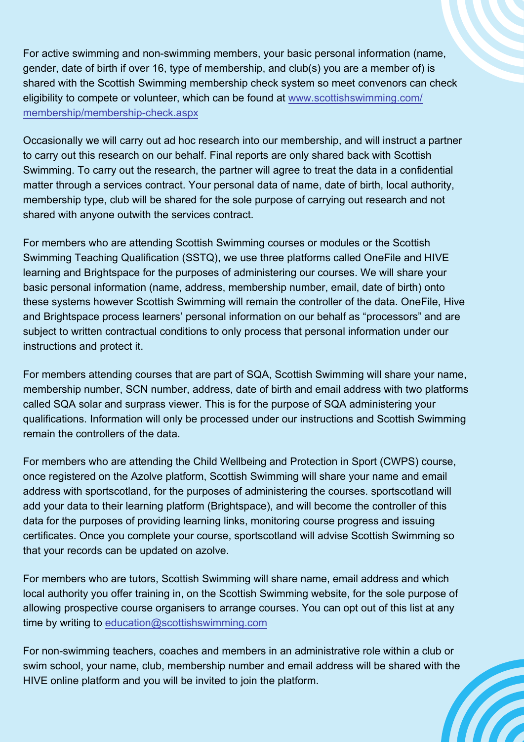For active swimming and non-swimming members, your basic personal information (name, gender, date of birth if over 16, type of membership, and club(s) you are a member of) is shared with the Scottish Swimming membership check system so meet convenors can check eligibility to compete or volunteer, which can be found at [www.scottishswimming.com/membership/membership-check.aspx](www.scottishswimming.com/membership/membership-check.aspx)

Occasionally we will carry out ad hoc research into our membership, and will instruct a partner to carry out this research on our behalf. Final reports are only shared back with Scottish Swimming. To carry out the research, the partner will agree to treat the data in a confidential matter through a services contract. Your personal data of name, date of birth, local authority, membership type, club will be shared for the sole purpose of carrying out research and not shared with anyone outwith the services contract.

For members who are attending Scottish Swimming courses or modules or the Scottish Swimming Teaching Qualification (SSTQ), we use three platforms called OneFile and HIVE learning and Brightspace for the purposes of administering our courses. We will share your basic personal information (name, address, membership number, email, date of birth) onto these systems however Scottish Swimming will remain the controller of the data. OneFile, Hive and Brightspace process learners' personal information on our behalf as "processors" and are subject to written contractual conditions to only process that personal information under our instructions and protect it.

For members attending courses that are part of SQA, Scottish Swimming will share your name, membership number, SCN number, address, date of birth and email address with two platforms called SQA solar and surpass viewer. This is for the purpose of SQA administering your qualifications. Information will only be processed under our instructions and Scottish Swimming remain the controllers of the data.

For members who are attending the Child Wellbeing and Protection in Sport (CWPS) course, once registered on the Azolve platform, Scottish Swimming will share your name and email address with sportscotland, for the purposes of administering the courses. sportscotland will add your data to their learning platform (Brightspace), and will become the controller of this data for the purposes of providing learning links, monitoring course progress and issuing certificates. Once you complete your course, sportscotland will advise Scottish Swimming so that your records can be updated on azolve.

For members who are tutors, Scottish Swimming will share name, email address and which local authority you offer training in, on the Scottish Swimming website, for the sole purpose of allowing prospective course organisers to arrange courses. You can opt out of this list at any time by writing to [education@scottishswimming.com](mailto:education@scottishswimming.com)

For non-swimming teachers, coaches and members in an administrative role within a club or swim school, your name, club, membership number and email address will be shared with the HIVE online platform and you will be invited to join the platform.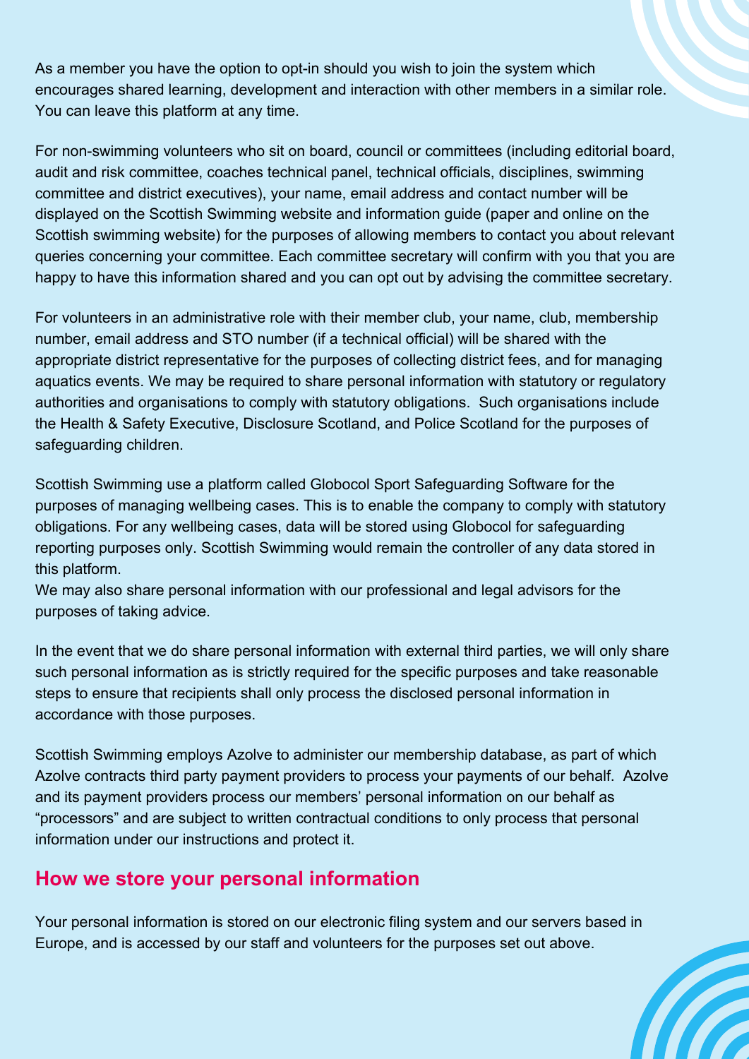As a member you have the option to opt-in should you wish to join the system which encourages shared learning, development and interaction with other members in a similar role. You can leave this platform at any time.

For non-swimming volunteers who sit on board, council or committees (including editorial board, audit and risk committee, coaches technical panel, technical officials, disciplines, swimming committee and district executives), your name, email address and contact number will be displayed on the Scottish Swimming website and information guide (paper and online on the Scottish swimming website) for the purposes of allowing members to contact you about relevant queries concerning your committee. Each committee secretary will confirm with you that you are happy to have this information shared and you can opt out by advising the committee secretary.

For volunteers in an administrative role with their member club, your name, club, membership number, email address and STO number (if a technical official) will be shared with the appropriate district representative for the purposes of collecting district fees, and for managing aquatics events. We may be required to share personal information with statutory or regulatory authorities and organisations to comply with statutory obligations. Such organisations include the Health & Safety Executive, Disclosure Scotland, and Police Scotland for the purposes of safeguarding children.

Scottish Swimming use a platform called Globocol Sport Safeguarding Software for the purposes of managing wellbeing cases. This is to enable the company to comply with statutory obligations. For any wellbeing cases, data will be stored using Globocol for safeguarding reporting purposes only. Scottish Swimming would remain the controller of any data stored in this platform.
We may also share personal information with our professional and legal advisors for the purposes of taking advice.

In the event that we do share personal information with external third parties, we will only share such personal information as is strictly required for the specific purposes and take reasonable steps to ensure that recipients shall only process the disclosed personal information in accordance with those purposes.

Scottish Swimming employs Azolve to administer our membership database, as part of which Azolve contracts third party payment providers to process your payments of our behalf. Azolve and its payment providers process our members' personal information on our behalf as "processors" and are subject to written contractual conditions to only process that personal information under our instructions and protect it.

## How we store your personal information

Your personal information is stored on our electronic filing system and our servers based in Europe, and is accessed by our staff and volunteers for the purposes set out above.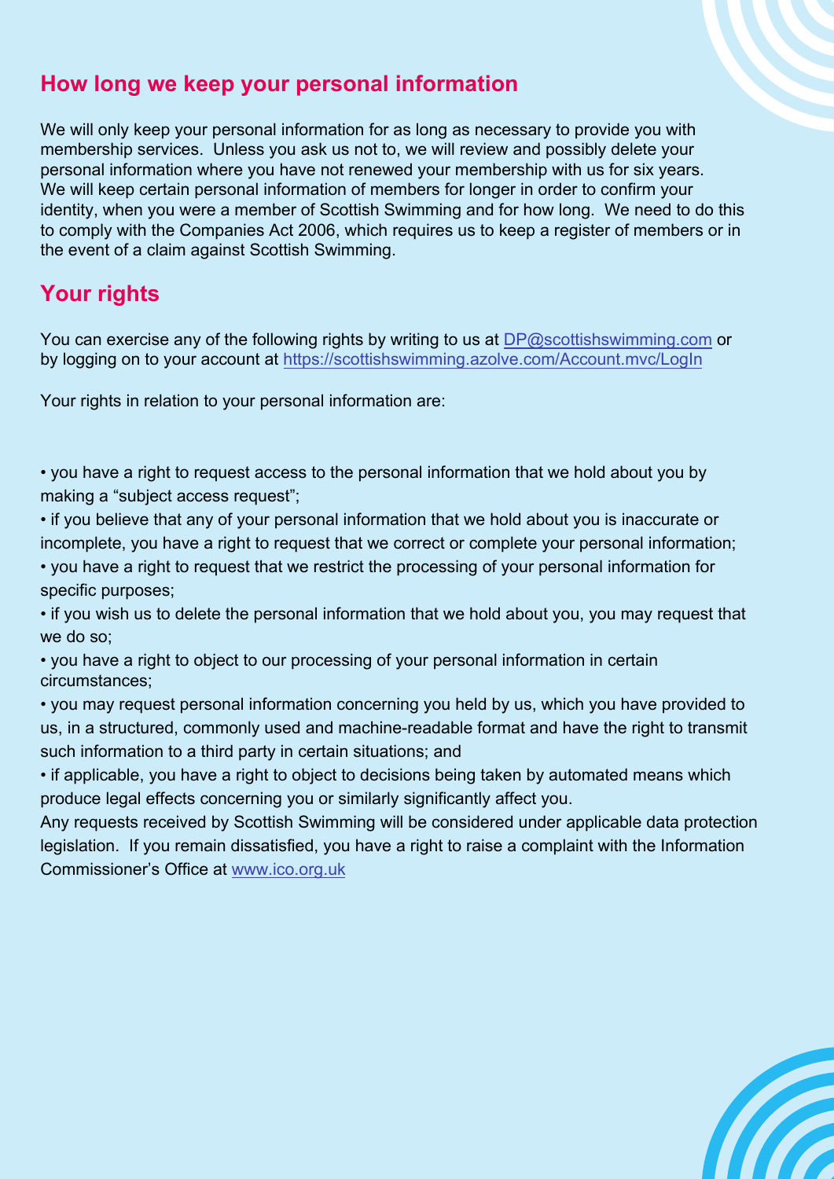## How long we keep your personal information

We will only keep your personal information for as long as necessary to provide you with membership services. Unless you ask us not to, we will review and possibly delete your personal information where you have not renewed your membership with us for six years. We will keep certain personal information of members for longer in order to confirm your identity, when you were a member of Scottish Swimming and for how long. We need to do this to comply with the Companies Act 2006, which requires us to keep a register of members or in the event of a claim against Scottish Swimming.

## Your rights

You can exercise any of the following rights by writing to us at DP@scottishswimming.com or by logging on to your account at https://scottishswimming.azolve.com/Account.mvc/LogIn

Your rights in relation to your personal information are:

- you have a right to request access to the personal information that we hold about you by making a "subject access request";
- if you believe that any of your personal information that we hold about you is inaccurate or incomplete, you have a right to request that we correct or complete your personal information;
- you have a right to request that we restrict the processing of your personal information for specific purposes;
- if you wish us to delete the personal information that we hold about you, you may request that we do so;
- you have a right to object to our processing of your personal information in certain circumstances;
- you may request personal information concerning you held by us, which you have provided to us, in a structured, commonly used and machine-readable format and have the right to transmit such information to a third party in certain situations; and
- if applicable, you have a right to object to decisions being taken by automated means which produce legal effects concerning you or similarly significantly affect you.

Any requests received by Scottish Swimming will be considered under applicable data protection legislation. If you remain dissatisfied, you have a right to raise a complaint with the Information Commissioner's Office at www.ico.org.uk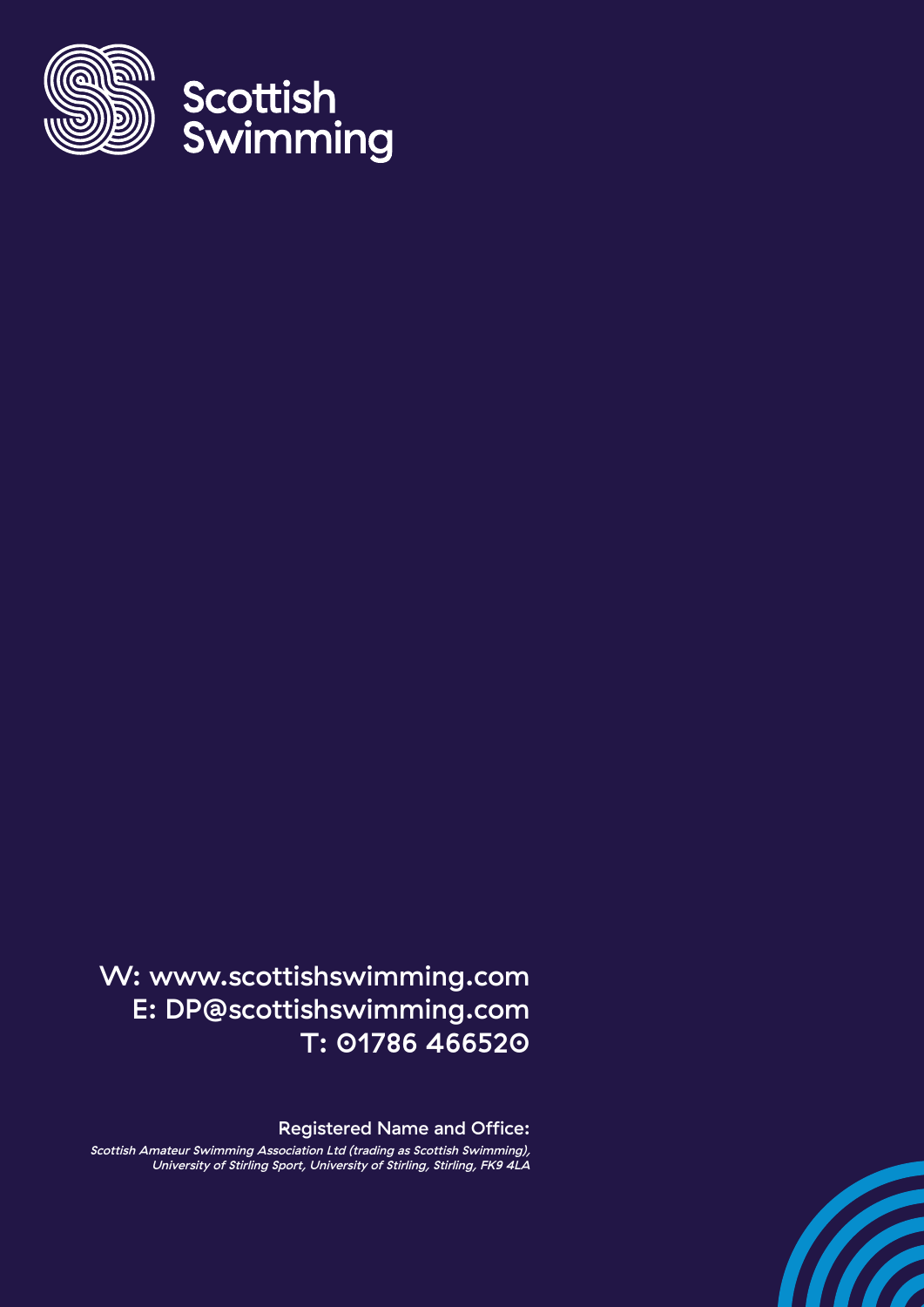Scottish Swimming

W: www.scottishswimming.com
E: DP@scottishswimming.com
T: 01786 466520

Registered Name and Office:

*Scottish Amateur Swimming Association Ltd (trading as Scottish Swimming), University of Stirling Sport, University of Stirling, Stirling, FK9 4LA*